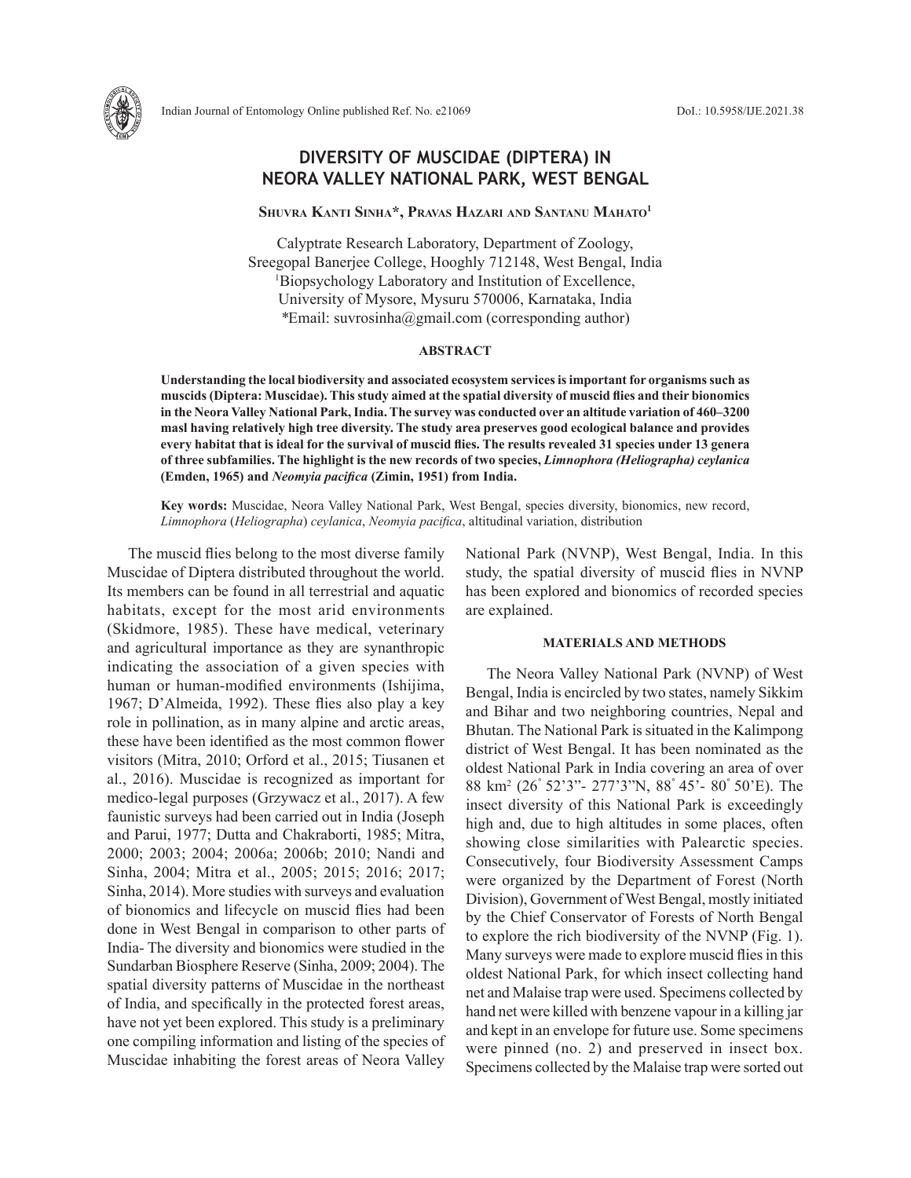# DIVERSITY OF MUSCIDAE (DIPTERA) IN NEORA VALLEY NATIONAL PARK, WEST BENGAL

**Shuvra Kanti Sinha\*, Pravas Hazari and Santanu Mahato[1]**

Calyptrate Research Laboratory, Department of Zoology, Sreegopal Banerjee College, Hooghly 712148, West Bengal, India
[1]Biopsychology Laboratory and Institution of Excellence, University of Mysore, Mysuru 570006, Karnataka, India
\*Email: suvrosinha@gmail.com (corresponding author)

## ABSTRACT

**Understanding the local biodiversity and associated ecosystem services is important for organisms such as muscids (Diptera: Muscidae). This study aimed at the spatial diversity of muscid flies and their bionomics in the Neora Valley National Park, India. The survey was conducted over an altitude variation of 460–3200 masl having relatively high tree diversity. The study area preserves good ecological balance and provides every habitat that is ideal for the survival of muscid flies. The results revealed 31 species under 13 genera of three subfamilies. The highlight is the new records of two species, *Limnophora (Heliographa) ceylanica* (Emden, 1965) and *Neomyia pacifica* (Zimin, 1951) from India.**

**Key words:** Muscidae, Neora Valley National Park, West Bengal, species diversity, bionomics, new record, *Limnophora* (*Heliographa*) *ceylanica*, *Neomyia pacifica*, altitudinal variation, distribution

The muscid flies belong to the most diverse family Muscidae of Diptera distributed throughout the world. Its members can be found in all terrestrial and aquatic habitats, except for the most arid environments (Skidmore, 1985). These have medical, veterinary and agricultural importance as they are synanthropic indicating the association of a given species with human or human-modified environments (Ishijima, 1967; D'Almeida, 1992). These flies also play a key role in pollination, as in many alpine and arctic areas, these have been identified as the most common flower visitors (Mitra, 2010; Orford et al., 2015; Tiusanen et al., 2016). Muscidae is recognized as important for medico-legal purposes (Grzywacz et al., 2017). A few faunistic surveys had been carried out in India (Joseph and Parui, 1977; Dutta and Chakraborti, 1985; Mitra, 2000; 2003; 2004; 2006a; 2006b; 2010; Nandi and Sinha, 2004; Mitra et al., 2005; 2015; 2016; 2017; Sinha, 2014). More studies with surveys and evaluation of bionomics and lifecycle on muscid flies had been done in West Bengal in comparison to other parts of India- The diversity and bionomics were studied in the Sundarban Biosphere Reserve (Sinha, 2009; 2004). The spatial diversity patterns of Muscidae in the northeast of India, and specifically in the protected forest areas, have not yet been explored. This study is a preliminary one compiling information and listing of the species of Muscidae inhabiting the forest areas of Neora Valley National Park (NVNP), West Bengal, India. In this study, the spatial diversity of muscid flies in NVNP has been explored and bionomics of recorded species are explained.

## MATERIALS AND METHODS

The Neora Valley National Park (NVNP) of West Bengal, India is encircled by two states, namely Sikkim and Bihar and two neighboring countries, Nepal and Bhutan. The National Park is situated in the Kalimpong district of West Bengal. It has been nominated as the oldest National Park in India covering an area of over 88 km$^2$ (26° 52'3"- 277'3"N, 88° 45'- 80° 50'E). The insect diversity of this National Park is exceedingly high and, due to high altitudes in some places, often showing close similarities with Palearctic species. Consecutively, four Biodiversity Assessment Camps were organized by the Department of Forest (North Division), Government of West Bengal, mostly initiated by the Chief Conservator of Forests of North Bengal to explore the rich biodiversity of the NVNP (Fig. 1). Many surveys were made to explore muscid flies in this oldest National Park, for which insect collecting hand net and Malaise trap were used. Specimens collected by hand net were killed with benzene vapour in a killing jar and kept in an envelope for future use. Some specimens were pinned (no. 2) and preserved in insect box. Specimens collected by the Malaise trap were sorted out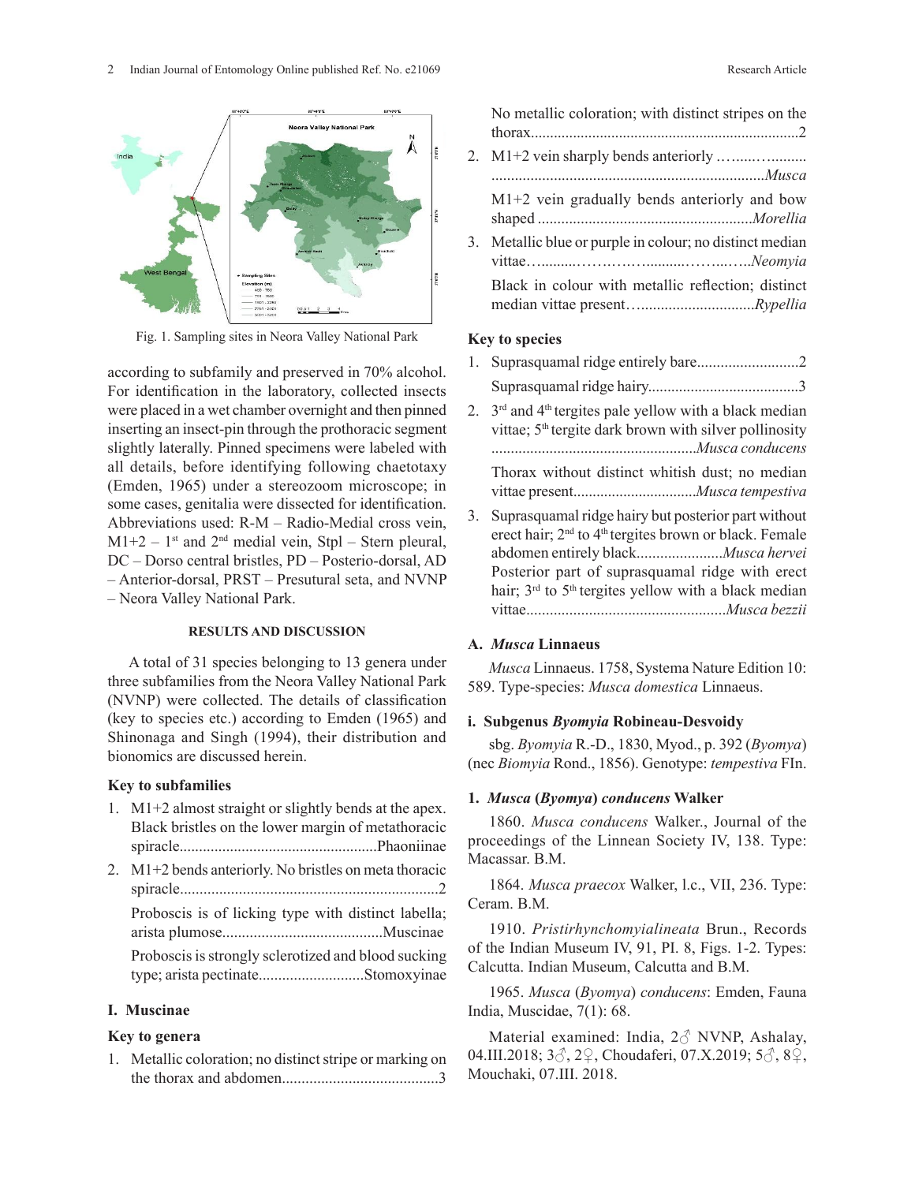Fig. 1. Sampling sites in Neora Valley National Park

according to subfamily and preserved in 70% alcohol. For identification in the laboratory, collected insects were placed in a wet chamber overnight and then pinned inserting an insect-pin through the prothoracic segment slightly laterally. Pinned specimens were labeled with all details, before identifying following chaetotaxy (Emden, 1965) under a stereozoom microscope; in some cases, genitalia were dissected for identification. Abbreviations used: R-M – Radio-Medial cross vein, M1+2 – 1st and 2nd medial vein, Stpl – Stern pleural, DC – Dorso central bristles, PD – Posterio-dorsal, AD – Anterior-dorsal, PRST – Presutural seta, and NVNP – Neora Valley National Park.

## RESULTS AND DISCUSSION

A total of 31 species belonging to 13 genera under three subfamilies from the Neora Valley National Park (NVNP) were collected. The details of classification (key to species etc.) according to Emden (1965) and Shinonaga and Singh (1994), their distribution and bionomics are discussed herein.

### Key to subfamilies

1. M1+2 almost straight or slightly bends at the apex. Black bristles on the lower margin of metathoracic spiracle..................................................Phaoniinae
2. M1+2 bends anteriorly. No bristles on meta thoracic spiracle.................................................................2

   Proboscis is of licking type with distinct labella; arista plumose.........................................Muscinae

   Proboscis is strongly sclerotized and blood sucking type; arista pectinate...........................Stomoxyinae

### I. Muscinae

### Key to genera

1. Metallic coloration; no distinct stripe or marking on the thorax and abdomen........................................3

   No metallic coloration; with distinct stripes on the thorax.....................................................................2
2. M1+2 vein sharply bends anteriorly ……....…......... .....................................................................*Musca*

   M1+2 vein gradually bends anteriorly and bow shaped .......................................................*Morellia*
3. Metallic blue or purple in colour; no distinct median vittae…..........………….........……...…..*Neomyia*

   Black in colour with metallic reflection; distinct median vittae present…..............................*Rypellia*

### Key to species

1. Suprasquamal ridge entirely bare..........................2

   Suprasquamal ridge hairy.......................................3
2. 3rd and 4th tergites pale yellow with a black median vittae; 5th tergite dark brown with silver pollinosity .....................................................*Musca conducens*

   Thorax without distinct whitish dust; no median vittae present................................*Musca tempestiva*
3. Suprasquamal ridge hairy but posterior part without erect hair; 2nd to 4th tergites brown or black. Female abdomen entirely black......................*Musca hervei*

   Posterior part of suprasquamal ridge with erect hair; 3rd to 5th tergites yellow with a black median vittae...................................................*Musca bezzii*

### A. *Musca* Linnaeus

*Musca* Linnaeus. 1758, Systema Nature Edition 10: 589. Type-species: *Musca domestica* Linnaeus.

### i. Subgenus *Byomyia* Robineau-Desvoidy

sbg. *Byomyia* R.-D., 1830, Myod., p. 392 (*Byomya*) (nec *Biomyia* Rond., 1856). Genotype: *tempestiva* FIn.

### 1. *Musca* (*Byomya*) *conducens* Walker

1860. *Musca conducens* Walker., Journal of the proceedings of the Linnean Society IV, 138. Type: Macassar. B.M.

1864. *Musca praecox* Walker, l.c., VII, 236. Type: Ceram. B.M.

1910. *Pristirhynchomyialineata* Brun., Records of the Indian Museum IV, 91, PI. 8, Figs. 1-2. Types: Calcutta. Indian Museum, Calcutta and B.M.

1965. *Musca* (*Byomya*) *conducens*: Emden, Fauna India, Muscidae, 7(1): 68.

Material examined: India, 2♂ NVNP, Ashalay, 04.III.2018; 3♂, 2♀, Choudaferi, 07.X.2019; 5♂, 8♀, Mouchaki, 07.III. 2018.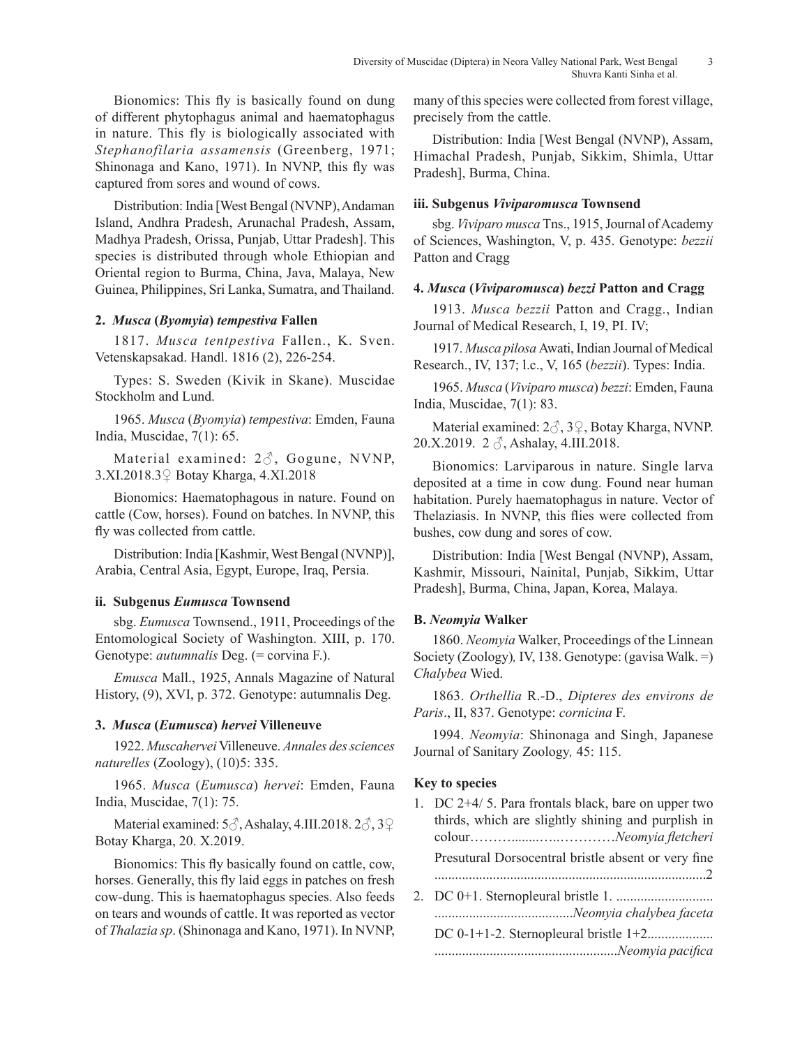Bionomics: This fly is basically found on dung of different phytophagus animal and haematophagus in nature. This fly is biologically associated with *Stephanofilaria assamensis* (Greenberg, 1971; Shinonaga and Kano, 1971). In NVNP, this fly was captured from sores and wound of cows.

Distribution: India [West Bengal (NVNP), Andaman Island, Andhra Pradesh, Arunachal Pradesh, Assam, Madhya Pradesh, Orissa, Punjab, Uttar Pradesh]. This species is distributed through whole Ethiopian and Oriental region to Burma, China, Java, Malaya, New Guinea, Philippines, Sri Lanka, Sumatra, and Thailand.

#### 2. *Musca* (*Byomyia*) *tempestiva* Fallen

1817. *Musca tentpestiva* Fallen., K. Sven. Vetenskapsakad. Handl. 1816 (2), 226-254.

Types: S. Sweden (Kivik in Skane). Muscidae Stockholm and Lund.

1965. *Musca* (*Byomyia*) *tempestiva*: Emden, Fauna India, Muscidae, 7(1): 65.

Material examined: 2♂, Gogune, NVNP, 3.XI.2018.3♀ Botay Kharga, 4.XI.2018

Bionomics: Haematophagous in nature. Found on cattle (Cow, horses). Found on batches. In NVNP, this fly was collected from cattle.

Distribution: India [Kashmir, West Bengal (NVNP)], Arabia, Central Asia, Egypt, Europe, Iraq, Persia.

#### ii. Subgenus *Eumusca* Townsend

sbg. *Eumusca* Townsend., 1911, Proceedings of the Entomological Society of Washington. XIII, p. 170. Genotype: *autumnalis* Deg. (= corvina F.).

*Emusca* Mall., 1925, Annals Magazine of Natural History, (9), XVI, p. 372. Genotype: autumnalis Deg.

#### 3. *Musca* (*Eumusca*) *hervei* Villeneuve

1922. *Muscahervei* Villeneuve. *Annales des sciences naturelles* (Zoology), (10)5: 335.

1965. *Musca* (*Eumusca*) *hervei*: Emden, Fauna India, Muscidae, 7(1): 75.

Material examined: 5♂, Ashalay, 4.III.2018. 2♂, 3♀ Botay Kharga, 20. X.2019.

Bionomics: This fly basically found on cattle, cow, horses. Generally, this fly laid eggs in patches on fresh cow-dung. This is haematophagus species. Also feeds on tears and wounds of cattle. It was reported as vector of *Thalazia sp*. (Shinonaga and Kano, 1971). In NVNP, many of this species were collected from forest village, precisely from the cattle.

Distribution: India [West Bengal (NVNP), Assam, Himachal Pradesh, Punjab, Sikkim, Shimla, Uttar Pradesh], Burma, China.

#### iii. Subgenus *Viviparomusca* Townsend

sbg. *Viviparo musca* Tns., 1915, Journal of Academy of Sciences, Washington, V, p. 435. Genotype: *bezzii* Patton and Cragg

#### 4. *Musca* (*Viviparomusca*) *bezzi* Patton and Cragg

1913. *Musca bezzii* Patton and Cragg., Indian Journal of Medical Research, I, 19, PI. IV;

1917. *Musca pilosa* Awati, Indian Journal of Medical Research., IV, 137; l.c., V, 165 (*bezzii*). Types: India.

1965. *Musca* (*Viviparo musca*) *bezzi*: Emden, Fauna India, Muscidae, 7(1): 83.

Material examined: 2♂, 3♀, Botay Kharga, NVNP. 20.X.2019. 2 ♂, Ashalay, 4.III.2018.

Bionomics: Larviparous in nature. Single larva deposited at a time in cow dung. Found near human habitation. Purely haematophagus in nature. Vector of Thelaziasis. In NVNP, this flies were collected from bushes, cow dung and sores of cow.

Distribution: India [West Bengal (NVNP), Assam, Kashmir, Missouri, Nainital, Punjab, Sikkim, Uttar Pradesh], Burma, China, Japan, Korea, Malaya.

### B. *Neomyia* Walker

1860. *Neomyia* Walker, Proceedings of the Linnean Society (Zoology), IV, 138. Genotype: (gavisa Walk. =) *Chalybea* Wied.

1863. *Orthellia* R.-D., *Dipteres des environs de Paris*., II, 837. Genotype: *cornicina* F.

1994. *Neomyia*: Shinonaga and Singh, Japanese Journal of Sanitary Zoology, 45: 115.

#### Key to species

1. DC 2+4/ 5. Para frontals black, bare on upper two thirds, which are slightly shining and purplish in colour………........…..…………*Neomyia fletcheri*

   Presutural Dorsocentral bristle absent or very fine ..............................................................................2

2. DC 0+1. Sternopleural bristle 1. ............................ ........................................*Neomyia chalybea faceta*

   DC 0-1+1-2. Sternopleural bristle 1+2................... .....................................................*Neomyia pacifica*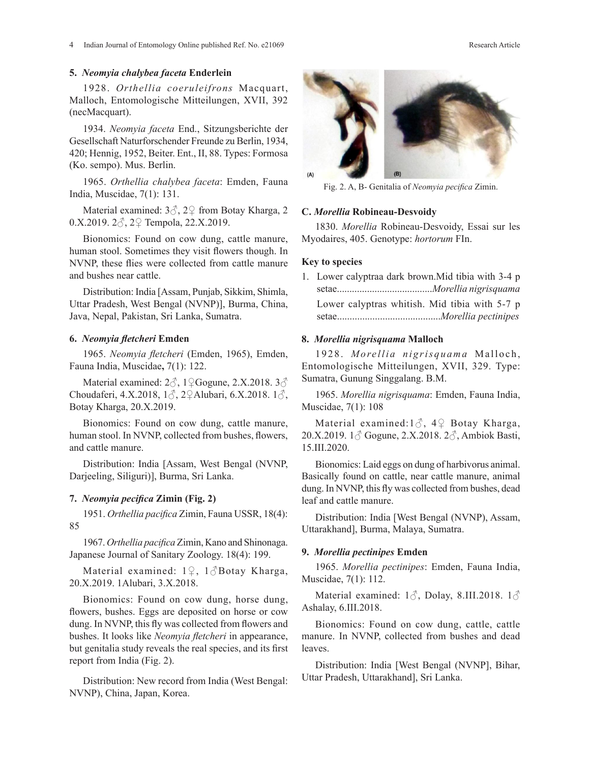**5. *Neomyia chalybea faceta* Enderlein**

1928. *Orthellia coeruleifrons* Macquart, Malloch, Entomologische Mitteilungen, XVII, 392 (necMacquart).

1934. *Neomyia faceta* End., Sitzungsberichte der Gesellschaft Naturforschender Freunde zu Berlin, 1934, 420; Hennig, 1952, Beiter. Ent., II, 88. Types: Formosa (Ko. sempo). Mus. Berlin.

1965. *Orthellia chalybea faceta*: Emden, Fauna India, Muscidae, 7(1): 131.

Material examined: 3♂, 2♀ from Botay Kharga, 2 0.X.2019. 2♂, 2♀ Tempola, 22.X.2019.

Bionomics: Found on cow dung, cattle manure, human stool. Sometimes they visit flowers though. In NVNP, these flies were collected from cattle manure and bushes near cattle.

Distribution: India [Assam, Punjab, Sikkim, Shimla, Uttar Pradesh, West Bengal (NVNP)], Burma, China, Java, Nepal, Pakistan, Sri Lanka, Sumatra.

**6. *Neomyia fletcheri* Emden**

1965. *Neomyia fletcheri* (Emden, 1965), Emden, Fauna India, Muscidae**,** 7(1): 122.

Material examined: 2♂, 1♀Gogune, 2.X.2018. 3♂ Choudaferi, 4.X.2018, 1♂, 2♀Alubari, 6.X.2018. 1♂, Botay Kharga, 20.X.2019.

Bionomics: Found on cow dung, cattle manure, human stool. In NVNP, collected from bushes, flowers, and cattle manure.

Distribution: India [Assam, West Bengal (NVNP, Darjeeling, Siliguri)], Burma, Sri Lanka.

**7. *Neomyia pecifica* Zimin (Fig. 2)**

1951. *Orthellia pacifica* Zimin, Fauna USSR, 18(4): 85

1967. *Orthellia pacifica* Zimin, Kano and Shinonaga. Japanese Journal of Sanitary Zoology. 18(4): 199.

Material examined: 1♀, 1♂Botay Kharga, 20.X.2019. 1Alubari, 3.X.2018.

Bionomics: Found on cow dung, horse dung, flowers, bushes. Eggs are deposited on horse or cow dung. In NVNP, this fly was collected from flowers and bushes. It looks like *Neomyia fletcheri* in appearance, but genitalia study reveals the real species, and its first report from India (Fig. 2).

Distribution: New record from India (West Bengal: NVNP), China, Japan, Korea.

Fig. 2. A, B- Genitalia of *Neomyia pecifica* Zimin.

### C. *Morellia* Robineau-Desvoidy

1830. *Morellia* Robineau-Desvoidy, Essai sur les Myodaires, 405. Genotype: *hortorum* FIn.

### Key to species

1. Lower calyptraa dark brown.Mid tibia with 3-4 p setae......................................*Morellia nigrisquama*

   Lower calyptras whitish. Mid tibia with 5-7 p setae.........................................*Morellia pectinipes*

**8. *Morellia nigrisquama* Malloch**

1928. *Morellia nigrisquama* Malloch, Entomologische Mitteilungen, XVII, 329. Type: Sumatra, Gunung Singgalang. B.M.

1965. *Morellia nigrisquama*: Emden, Fauna India, Muscidae, 7(1): 108

Material examined:1♂, 4♀ Botay Kharga, 20.X.2019. 1♂ Gogune, 2.X.2018. 2♂, Ambiok Basti, 15.III.2020.

Bionomics: Laid eggs on dung of harbivorus animal. Basically found on cattle, near cattle manure, animal dung. In NVNP, this fly was collected from bushes, dead leaf and cattle manure.

Distribution: India [West Bengal (NVNP), Assam, Uttarakhand], Burma, Malaya, Sumatra.

**9. *Morellia pectinipes* Emden**

1965. *Morellia pectinipes*: Emden, Fauna India, Muscidae, 7(1): 112.

Material examined: 1♂, Dolay, 8.III.2018. 1♂ Ashalay, 6.III.2018.

Bionomics: Found on cow dung, cattle, cattle manure. In NVNP, collected from bushes and dead leaves.

Distribution: India [West Bengal (NVNP], Bihar, Uttar Pradesh, Uttarakhand], Sri Lanka.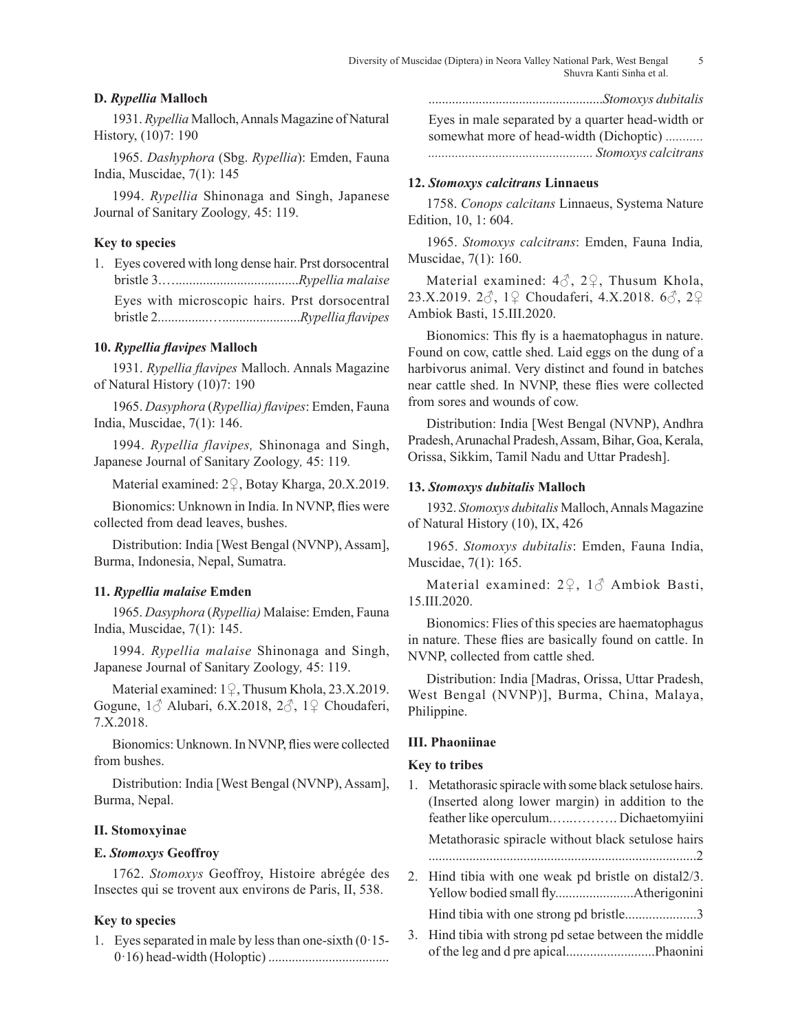**D. *Rypellia* Malloch**

1931. *Rypellia* Malloch, Annals Magazine of Natural History, (10)7: 190

1965. *Dashyphora* (Sbg. *Rypellia*): Emden, Fauna India, Muscidae, 7(1): 145

1994. *Rypellia* Shinonaga and Singh, Japanese Journal of Sanitary Zoology*,* 45: 119.

**Key to species**

1. Eyes covered with long dense hair. Prst dorsocentral bristle 3…....................................*Rypellia malaise*

   Eyes with microscopic hairs. Prst dorsocentral bristle 2...............….......................*Rypellia flavipes*

**10. *Rypellia flavipes* Malloch**

1931. *Rypellia flavipes* Malloch. Annals Magazine of Natural History (10)7: 190

1965. *Dasyphora* (*Rypellia) flavipes*: Emden, Fauna India, Muscidae, 7(1): 146.

1994. *Rypellia flavipes,* Shinonaga and Singh, Japanese Journal of Sanitary Zoology*,* 45: 119*.*

Material examined: 2♀, Botay Kharga, 20.X.2019.

Bionomics: Unknown in India. In NVNP, flies were collected from dead leaves, bushes.

Distribution: India [West Bengal (NVNP), Assam], Burma, Indonesia, Nepal, Sumatra.

**11. *Rypellia malaise* Emden**

1965. *Dasyphora* (*Rypellia)* Malaise: Emden, Fauna India, Muscidae, 7(1): 145.

1994. *Rypellia malaise* Shinonaga and Singh, Japanese Journal of Sanitary Zoology*,* 45: 119.

Material examined: 1♀, Thusum Khola, 23.X.2019. Gogune, 1♂ Alubari, 6.X.2018, 2♂, 1♀ Choudaferi, 7.X.2018.

Bionomics: Unknown. In NVNP, flies were collected from bushes.

Distribution: India [West Bengal (NVNP), Assam], Burma, Nepal.

**II. Stomoxyinae**

**E. *Stomoxys* Geoffroy**

1762. *Stomoxys* Geoffroy, Histoire abrégée des Insectes qui se trovent aux environs de Paris, II, 538.

**Key to species**

1. Eyes separated in male by less than one-sixth (0·15-0·16) head-width (Holoptic) ....................................................................................*Stomoxys dubitalis*

   Eyes in male separated by a quarter head-width or somewhat more of head-width (Dichoptic) ........... ................................................ *Stomoxys calcitrans*

**12. *Stomoxys calcitrans* Linnaeus**

1758. *Conops calcitans* Linnaeus, Systema Nature Edition, 10, 1: 604.

1965. *Stomoxys calcitrans*: Emden, Fauna India*,* Muscidae, 7(1): 160.

Material examined: 4♂, 2♀, Thusum Khola, 23.X.2019. 2♂, 1♀ Choudaferi, 4.X.2018. 6♂, 2♀ Ambiok Basti, 15.III.2020.

Bionomics: This fly is a haematophagus in nature. Found on cow, cattle shed. Laid eggs on the dung of a harbivorus animal. Very distinct and found in batches near cattle shed. In NVNP, these flies were collected from sores and wounds of cow.

Distribution: India [West Bengal (NVNP), Andhra Pradesh, Arunachal Pradesh, Assam, Bihar, Goa, Kerala, Orissa, Sikkim, Tamil Nadu and Uttar Pradesh].

**13. *Stomoxys dubitalis* Malloch**

1932. *Stomoxys dubitalis* Malloch, Annals Magazine of Natural History (10), IX, 426

1965. *Stomoxys dubitalis*: Emden, Fauna India, Muscidae, 7(1): 165.

Material examined: 2♀, 1♂ Ambiok Basti, 15.III.2020.

Bionomics: Flies of this species are haematophagus in nature. These flies are basically found on cattle. In NVNP, collected from cattle shed.

Distribution: India [Madras, Orissa, Uttar Pradesh, West Bengal (NVNP)], Burma, China, Malaya, Philippine.

**III. Phaoniinae**

**Key to tribes**

1. Metathorasic spiracle with some black setulose hairs. (Inserted along lower margin) in addition to the feather like operculum.…..………. Dichaetomyiini

   Metathorasic spiracle without black setulose hairs ...............................................................................2

2. Hind tibia with one weak pd bristle on distal2/3. Yellow bodied small fly.......................Atherigonini

   Hind tibia with one strong pd bristle.....................3

3. Hind tibia with strong pd setae between the middle of the leg and d pre apical..........................Phaonini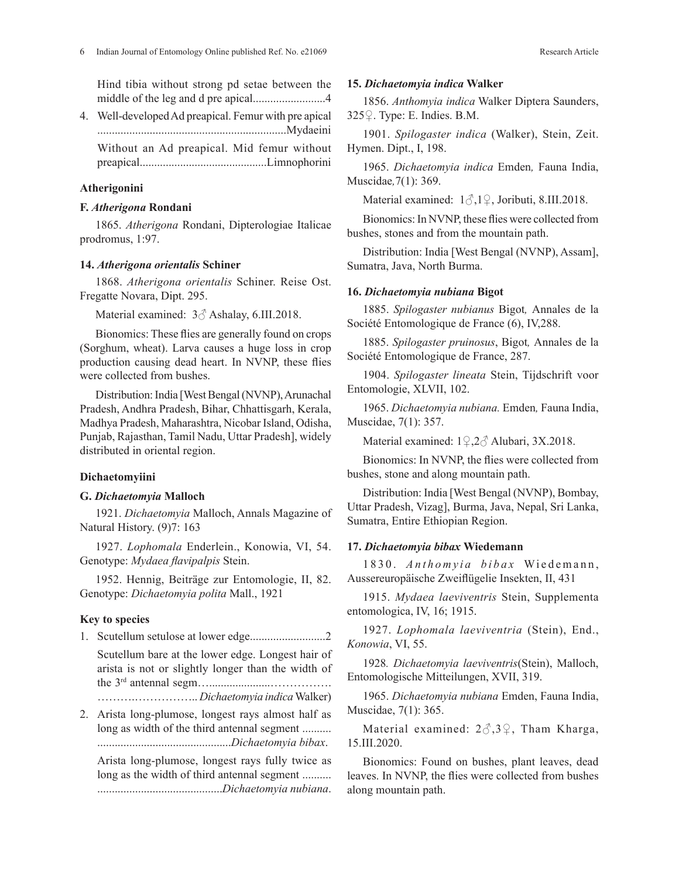Hind tibia without strong pd setae between the middle of the leg and d pre apical.........................4

4. Well-developed Ad preapical. Femur with pre apical ................................................................Mydaeini

   Without an Ad preapical. Mid femur without preapical...........................................Limnophorini

### Atherigonini

#### F. *Atherigona* Rondani

1865. *Atherigona* Rondani, Dipterologiae Italicae prodromus, 1:97.

#### 14. *Atherigona orientalis* Schiner

1868. *Atherigona orientalis* Schiner. Reise Ost. Fregatte Novara, Dipt. 295.

Material examined: 3♂ Ashalay, 6.III.2018.

Bionomics: These flies are generally found on crops (Sorghum, wheat). Larva causes a huge loss in crop production causing dead heart. In NVNP, these flies were collected from bushes.

Distribution: India [West Bengal (NVNP), Arunachal Pradesh, Andhra Pradesh, Bihar, Chhattisgarh, Kerala, Madhya Pradesh, Maharashtra, Nicobar Island, Odisha, Punjab, Rajasthan, Tamil Nadu, Uttar Pradesh], widely distributed in oriental region.

### Dichaetomyiini

#### G. *Dichaetomyia* Malloch

1921. *Dichaetomyia* Malloch, Annals Magazine of Natural History. (9)7: 163

1927. *Lophomala* Enderlein., Konowia, VI, 54. Genotype: *Mydaea flavipalpis* Stein.

1952. Hennig, Beiträge zur Entomologie, II, 82. Genotype: *Dichaetomyia polita* Mall., 1921

#### Key to species

1. Scutellum setulose at lower edge..........................2

   Scutellum bare at the lower edge. Longest hair of arista is not or slightly longer than the width of the 3rd antennal segm…......................…………… ……….…………….. *Dichaetomyia indica* Walker)

2. Arista long-plumose, longest rays almost half as long as width of the third antennal segment .......... .............................................*Dichaetomyia bibax*.

   Arista long-plumose, longest rays fully twice as long as the width of third antennal segment .......... ..........................................*Dichaetomyia nubiana*.

#### 15. *Dichaetomyia indica* Walker

1856. *Anthomyia indica* Walker Diptera Saunders, 325♀. Type: E. Indies. B.M.

1901. *Spilogaster indica* (Walker), Stein, Zeit. Hymen. Dipt., I, 198.

1965. *Dichaetomyia indica* Emden*,* Fauna India, Muscidae*,*7(1): 369.

Material examined: 1♂,1♀, Joributi, 8.III.2018.

Bionomics: In NVNP, these flies were collected from bushes, stones and from the mountain path.

Distribution: India [West Bengal (NVNP), Assam], Sumatra, Java, North Burma.

#### 16. *Dichaetomyia nubiana* Bigot

1885. *Spilogaster nubianus* Bigot*,* Annales de la Société Entomologique de France (6), IV,288.

1885. *Spilogaster pruinosus*, Bigot*,* Annales de la Société Entomologique de France, 287.

1904. *Spilogaster lineata* Stein, Tijdschrift voor Entomologie, XLVII, 102.

1965. *Dichaetomyia nubiana.* Emden*,* Fauna India, Muscidae, 7(1): 357.

Material examined: 1♀,2♂ Alubari, 3X.2018.

Bionomics: In NVNP, the flies were collected from bushes, stone and along mountain path.

Distribution: India [West Bengal (NVNP), Bombay, Uttar Pradesh, Vizag], Burma, Java, Nepal, Sri Lanka, Sumatra, Entire Ethiopian Region.

#### 17. *Dichaetomyia bibax* Wiedemann

1830. *Anthomyia bibax* Wiedemann, Aussereuropäische Zweiflügelie Insekten, II, 431

1915. *Mydaea laeviventris* Stein, Supplementa entomologica, IV, 16; 1915.

1927. *Lophomala laeviventria* (Stein), End., *Konowia*, VI, 55.

1928*. Dichaetomyia laeviventris*(Stein), Malloch, Entomologische Mitteilungen, XVII, 319.

1965. *Dichaetomyia nubiana* Emden, Fauna India, Muscidae, 7(1): 365.

Material examined: 2♂,3♀, Tham Kharga, 15.III.2020.

Bionomics: Found on bushes, plant leaves, dead leaves. In NVNP, the flies were collected from bushes along mountain path.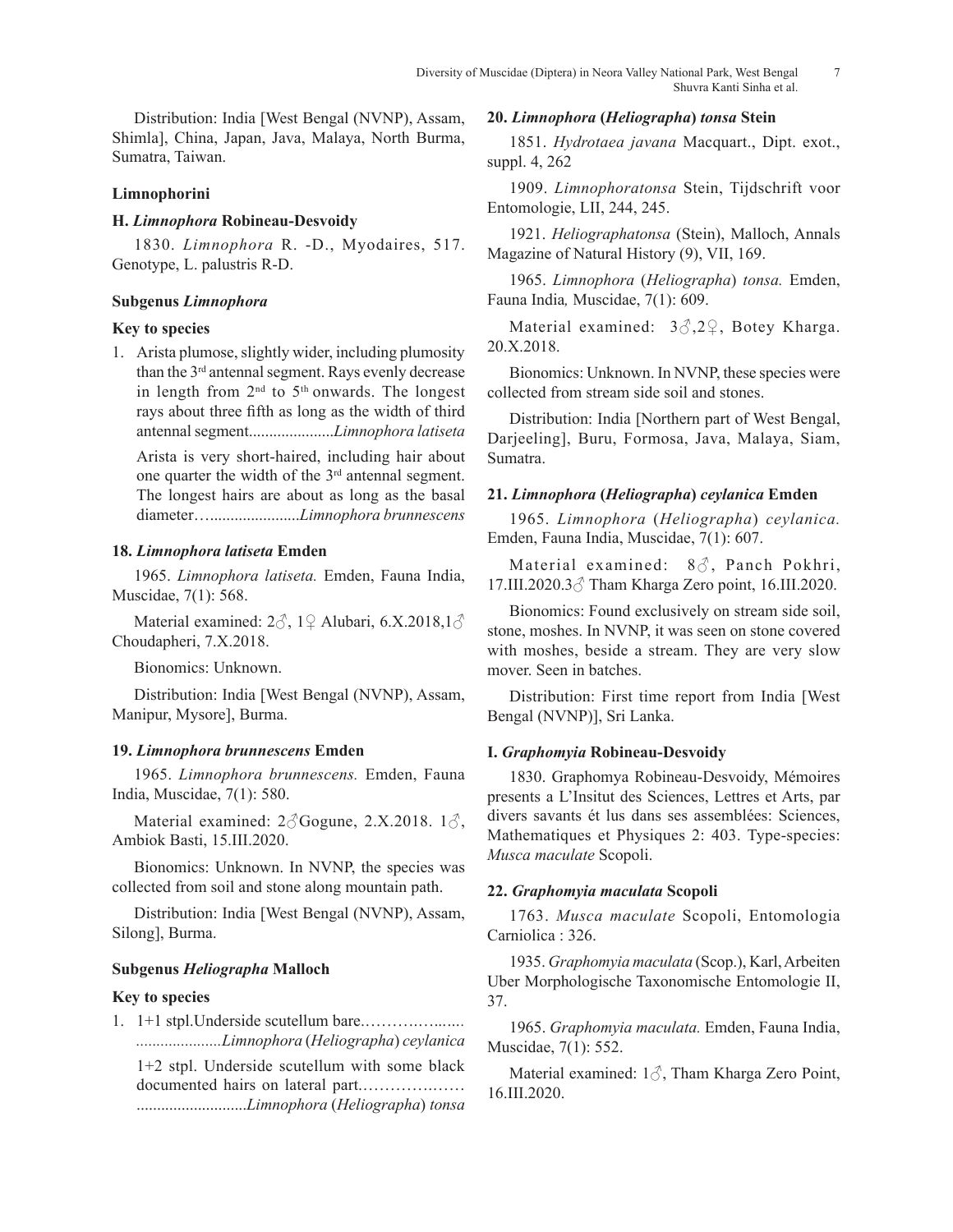Distribution: India [West Bengal (NVNP), Assam, Shimla], China, Japan, Java, Malaya, North Burma, Sumatra, Taiwan.

**Limnophorini**

**H. *Limnophora* Robineau-Desvoidy**

1830. *Limnophora* R. -D., Myodaires, 517. Genotype, L. palustris R-D.

**Subgenus *Limnophora***

**Key to species**

1. Arista plumose, slightly wider, including plumosity than the 3rd antennal segment. Rays evenly decrease in length from 2nd to 5th onwards. The longest rays about three fifth as long as the width of third antennal segment.....................*Limnophora latiseta*

   Arista is very short-haired, including hair about one quarter the width of the 3rd antennal segment. The longest hairs are about as long as the basal diameter…......................*Limnophora brunnescens*

**18. *Limnophora latiseta* Emden**

1965. *Limnophora latiseta.* Emden, Fauna India, Muscidae, 7(1): 568.

Material examined: 2♂, 1♀ Alubari, 6.X.2018,1♂ Choudapheri, 7.X.2018.

Bionomics: Unknown.

Distribution: India [West Bengal (NVNP), Assam, Manipur, Mysore], Burma.

**19. *Limnophora brunnescens* Emden**

1965. *Limnophora brunnescens.* Emden, Fauna India, Muscidae, 7(1): 580.

Material examined: 2♂Gogune, 2.X.2018. 1♂, Ambiok Basti, 15.III.2020.

Bionomics: Unknown. In NVNP, the species was collected from soil and stone along mountain path.

Distribution: India [West Bengal (NVNP), Assam, Silong], Burma.

**Subgenus *Heliographa* Malloch**

**Key to species**

1. 1+1 stpl.Underside scutellum bare.………….…..….. .....................*Limnophora* (*Heliographa*) *ceylanica*

   1+2 stpl. Underside scutellum with some black documented hairs on lateral part.…………….…… ...........................*Limnophora* (*Heliographa*) *tonsa*

**20. *Limnophora* (*Heliographa*) *tonsa* Stein**

1851. *Hydrotaea javana* Macquart., Dipt. exot., suppl. 4, 262

1909. *Limnophoratonsa* Stein, Tijdschrift voor Entomologie, LII, 244, 245.

1921. *Heliographatonsa* (Stein), Malloch, Annals Magazine of Natural History (9), VII, 169.

1965. *Limnophora* (*Heliographa*) *tonsa.* Emden, Fauna India*,* Muscidae, 7(1): 609.

Material examined: 3♂,2♀, Botey Kharga. 20.X.2018.

Bionomics: Unknown. In NVNP, these species were collected from stream side soil and stones.

Distribution: India [Northern part of West Bengal, Darjeeling], Buru, Formosa, Java, Malaya, Siam, Sumatra.

**21. *Limnophora* (*Heliographa*) *ceylanica* Emden**

1965. *Limnophora* (*Heliographa*) *ceylanica.* Emden, Fauna India, Muscidae, 7(1): 607.

Material examined: 8♂, Panch Pokhri, 17.III.2020.3♂ Tham Kharga Zero point, 16.III.2020.

Bionomics: Found exclusively on stream side soil, stone, moshes. In NVNP, it was seen on stone covered with moshes, beside a stream. They are very slow mover. Seen in batches.

Distribution: First time report from India [West Bengal (NVNP)], Sri Lanka.

**I. *Graphomyia* Robineau-Desvoidy**

1830. Graphomya Robineau-Desvoidy, Mémoires presents a L'Insitut des Sciences, Lettres et Arts, par divers savants ét lus dans ses assemblées: Sciences, Mathematiques et Physiques 2: 403. Type-species: *Musca maculate* Scopoli.

**22. *Graphomyia maculata* Scopoli**

1763. *Musca maculate* Scopoli, Entomologia Carniolica : 326.

1935. *Graphomyia maculata* (Scop.), Karl, Arbeiten Uber Morphologische Taxonomische Entomologie II, 37.

1965. *Graphomyia maculata.* Emden, Fauna India, Muscidae, 7(1): 552.

Material examined: 1♂, Tham Kharga Zero Point, 16.III.2020.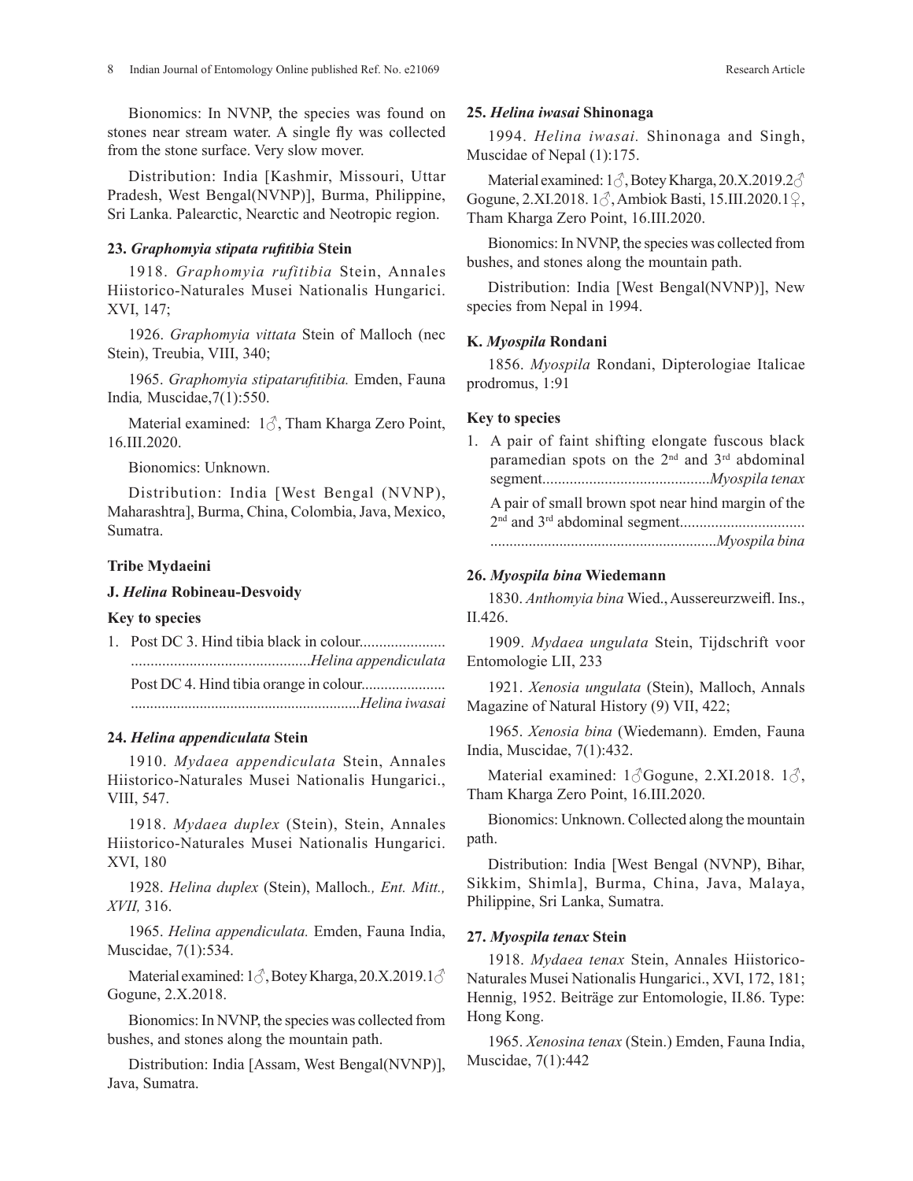Bionomics: In NVNP, the species was found on stones near stream water. A single fly was collected from the stone surface. Very slow mover.

Distribution: India [Kashmir, Missouri, Uttar Pradesh, West Bengal(NVNP)], Burma, Philippine, Sri Lanka. Palearctic, Nearctic and Neotropic region.

#### 23. *Graphomyia stipata rufitibia* Stein

1918. *Graphomyia rufitibia* Stein, Annales Hiistorico-Naturales Musei Nationalis Hungarici. XVI, 147;

1926. *Graphomyia vittata* Stein of Malloch (nec Stein), Treubia, VIII, 340;

1965. *Graphomyia stipatarufitibia.* Emden, Fauna India*,* Muscidae,7(1):550.

Material examined: 1♂, Tham Kharga Zero Point, 16.III.2020.

Bionomics: Unknown.

Distribution: India [West Bengal (NVNP), Maharashtra], Burma, China, Colombia, Java, Mexico, Sumatra.

### Tribe Mydaeini

#### J. *Helina* Robineau-Desvoidy

#### Key to species

1. Post DC 3. Hind tibia black in colour...................... ............................................*Helina appendiculata*

   Post DC 4. Hind tibia orange in colour...................... ..........................................................*Helina iwasai*

#### 24. *Helina appendiculata* Stein

1910. *Mydaea appendiculata* Stein, Annales Hiistorico-Naturales Musei Nationalis Hungarici., VIII, 547.

1918. *Mydaea duplex* (Stein), Stein, Annales Hiistorico-Naturales Musei Nationalis Hungarici. XVI, 180

1928. *Helina duplex* (Stein), Malloch*., Ent. Mitt., XVII,* 316.

1965. *Helina appendiculata.* Emden, Fauna India, Muscidae, 7(1):534.

Material examined: 1♂, Botey Kharga, 20.X.2019.1♂ Gogune, 2.X.2018.

Bionomics: In NVNP, the species was collected from bushes, and stones along the mountain path.

Distribution: India [Assam, West Bengal(NVNP)], Java, Sumatra.

#### 25. *Helina iwasai* Shinonaga

1994. *Helina iwasai.* Shinonaga and Singh, Muscidae of Nepal (1):175.

Material examined: 1♂, Botey Kharga, 20.X.2019.2♂ Gogune, 2.XI.2018. 1♂, Ambiok Basti, 15.III.2020.1♀, Tham Kharga Zero Point, 16.III.2020.

Bionomics: In NVNP, the species was collected from bushes, and stones along the mountain path.

Distribution: India [West Bengal(NVNP)], New species from Nepal in 1994.

#### K. *Myospila* Rondani

1856. *Myospila* Rondani, Dipterologiae Italicae prodromus, 1:91

#### Key to species

1. A pair of faint shifting elongate fuscous black paramedian spots on the 2nd and 3rd abdominal segment...........................................*Myospila tenax*

   A pair of small brown spot near hind margin of the 2nd and 3rd abdominal segment................................ ..........................................................*Myospila bina*

#### 26. *Myospila bina* Wiedemann

1830. *Anthomyia bina* Wied., Aussereurzweifl. Ins., II.426.

1909. *Mydaea ungulata* Stein, Tijdschrift voor Entomologie LII, 233

1921. *Xenosia ungulata* (Stein), Malloch, Annals Magazine of Natural History (9) VII, 422;

1965. *Xenosia bina* (Wiedemann). Emden, Fauna India, Muscidae, 7(1):432.

Material examined: 1♂Gogune, 2.XI.2018. 1♂, Tham Kharga Zero Point, 16.III.2020.

Bionomics: Unknown. Collected along the mountain path.

Distribution: India [West Bengal (NVNP), Bihar, Sikkim, Shimla], Burma, China, Java, Malaya, Philippine, Sri Lanka, Sumatra.

#### 27. *Myospila tenax* Stein

1918. *Mydaea tenax* Stein, Annales Hiistorico-Naturales Musei Nationalis Hungarici., XVI, 172, 181; Hennig, 1952. Beiträge zur Entomologie, II.86. Type: Hong Kong.

1965. *Xenosina tenax* (Stein.) Emden, Fauna India, Muscidae, 7(1):442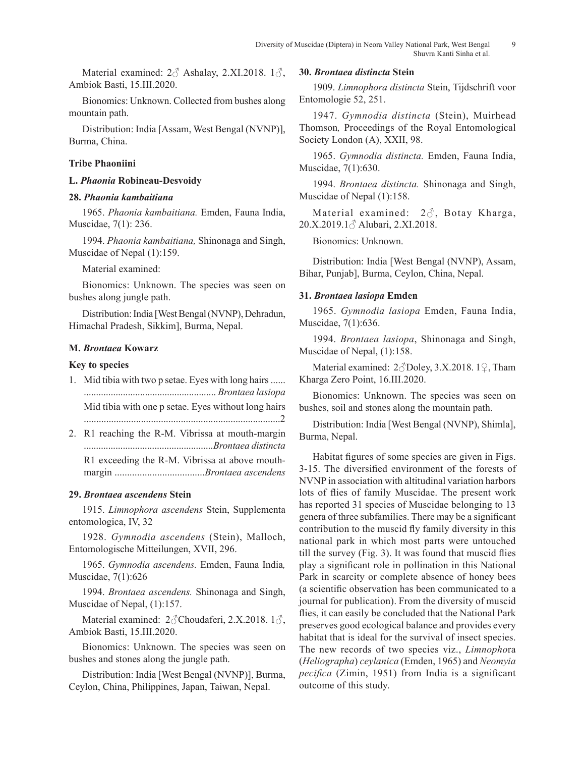Material examined: 2♂ Ashalay, 2.XI.2018. 1♂, Ambiok Basti, 15.III.2020.

Bionomics: Unknown. Collected from bushes along mountain path.

Distribution: India [Assam, West Bengal (NVNP)], Burma, China.

### Tribe Phaoniini

#### L. *Phaonia* Robineau-Desvoidy

#### 28. *Phaonia kambaitiana*

1965. *Phaonia kambaitiana.* Emden, Fauna India, Muscidae, 7(1): 236.

1994. *Phaonia kambaitiana,* Shinonaga and Singh, Muscidae of Nepal (1):159.

Material examined:

Bionomics: Unknown. The species was seen on bushes along jungle path.

Distribution: India [West Bengal (NVNP), Dehradun, Himachal Pradesh, Sikkim], Burma, Nepal.

#### M. *Brontaea* Kowarz

#### Key to species

1. Mid tibia with two p setae. Eyes with long hairs ...... ..................................................... *Brontaea lasiopa*
   Mid tibia with one p setae. Eyes without long hairs ...............................................................................2
2. R1 reaching the R-M. Vibrissa at mouth-margin ....................................................*Brontaea distincta*
   R1 exceeding the R-M. Vibrissa at above mouth-margin ....................................*Brontaea ascendens*

#### 29. *Brontaea ascendens* Stein

1915. *Limnophora ascendens* Stein, Supplementa entomologica, IV, 32

1928. *Gymnodia ascendens* (Stein), Malloch, Entomologische Mitteilungen, XVII, 296.

1965. *Gymnodia ascendens.* Emden, Fauna India*,* Muscidae, 7(1):626

1994. *Brontaea ascendens.* Shinonaga and Singh, Muscidae of Nepal, (1):157.

Material examined: 2♂Choudaferi, 2.X.2018. 1♂, Ambiok Basti, 15.III.2020.

Bionomics: Unknown. The species was seen on bushes and stones along the jungle path.

Distribution: India [West Bengal (NVNP)], Burma, Ceylon, China, Philippines, Japan, Taiwan, Nepal.

#### 30. *Brontaea distincta* Stein

1909. *Limnophora distincta* Stein, Tijdschrift voor Entomologie 52, 251.

1947. *Gymnodia distincta* (Stein), Muirhead Thomson*,* Proceedings of the Royal Entomological Society London (A), XXII, 98.

1965. *Gymnodia distincta.* Emden, Fauna India, Muscidae, 7(1):630.

1994. *Brontaea distincta.* Shinonaga and Singh, Muscidae of Nepal (1):158.

Material examined: 2♂, Botay Kharga, 20.X.2019.1♂ Alubari, 2.XI.2018.

Bionomics: Unknown.

Distribution: India [West Bengal (NVNP), Assam, Bihar, Punjab], Burma, Ceylon, China, Nepal.

#### 31. *Brontaea lasiopa* Emden

1965. *Gymnodia lasiopa* Emden, Fauna India, Muscidae, 7(1):636.

1994. *Brontaea lasiopa*, Shinonaga and Singh, Muscidae of Nepal, (1):158.

Material examined: 2♂Doley, 3.X.2018. 1♀, Tham Kharga Zero Point, 16.III.2020.

Bionomics: Unknown. The species was seen on bushes, soil and stones along the mountain path.

Distribution: India [West Bengal (NVNP), Shimla], Burma, Nepal.

Habitat figures of some species are given in Figs. 3-15. The diversified environment of the forests of NVNP in association with altitudinal variation harbors lots of flies of family Muscidae. The present work has reported 31 species of Muscidae belonging to 13 genera of three subfamilies. There may be a significant contribution to the muscid fly family diversity in this national park in which most parts were untouched till the survey (Fig. 3). It was found that muscid flies play a significant role in pollination in this National Park in scarcity or complete absence of honey bees (a scientific observation has been communicated to a journal for publication). From the diversity of muscid flies, it can easily be concluded that the National Park preserves good ecological balance and provides every habitat that is ideal for the survival of insect species. The new records of two species viz., *Limnopho*ra (*Heliographa*) *ceylanica* (Emden, 1965) and *Neomyia pecifica* (Zimin, 1951) from India is a significant outcome of this study.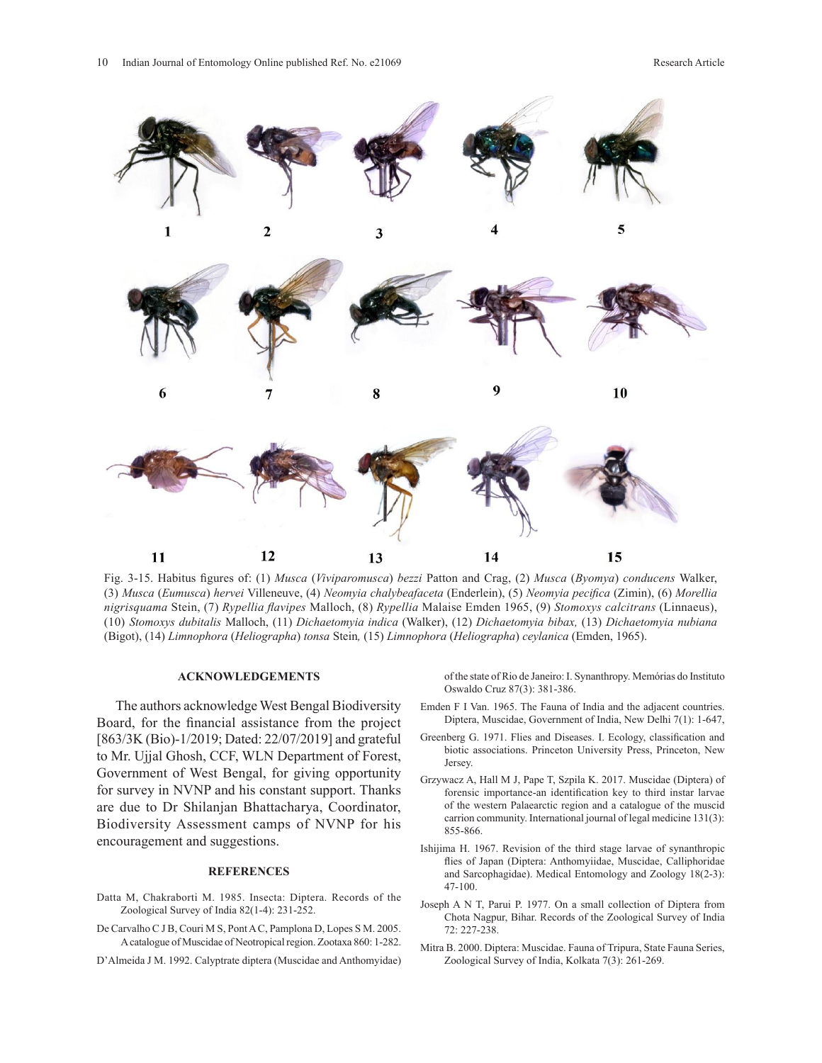Fig. 3-15. Habitus figures of: (1) *Musca* (*Viviparomusca*) *bezzi* Patton and Crag, (2) *Musca* (*Byomya*) *conducens* Walker, (3) *Musca* (*Eumusca*) *hervei* Villeneuve, (4) *Neomyia chalybeafaceta* (Enderlein), (5) *Neomyia pecifica* (Zimin), (6) *Morellia nigrisquama* Stein, (7) *Rypellia flavipes* Malloch, (8) *Rypellia* Malaise Emden 1965, (9) *Stomoxys calcitrans* (Linnaeus), (10) *Stomoxys dubitalis* Malloch, (11) *Dichaetomyia indica* (Walker), (12) *Dichaetomyia bibax,* (13) *Dichaetomyia nubiana* (Bigot), (14) *Limnophora* (*Heliographa*) *tonsa* Stein*,* (15) *Limnophora* (*Heliographa*) *ceylanica* (Emden, 1965).

## ACKNOWLEDGEMENTS

The authors acknowledge West Bengal Biodiversity Board, for the financial assistance from the project [863/3K (Bio)-1/2019; Dated: 22/07/2019] and grateful to Mr. Ujjal Ghosh, CCF, WLN Department of Forest, Government of West Bengal, for giving opportunity for survey in NVNP and his constant support. Thanks are due to Dr Shilanjan Bhattacharya, Coordinator, Biodiversity Assessment camps of NVNP for his encouragement and suggestions.

## REFERENCES

Datta M, Chakraborti M. 1985. Insecta: Diptera. Records of the Zoological Survey of India 82(1-4): 231-252.

De Carvalho C J B, Couri M S, Pont A C, Pamplona D, Lopes S M. 2005. A catalogue of Muscidae of Neotropical region. Zootaxa 860: 1-282.

D'Almeida J M. 1992. Calyptrate diptera (Muscidae and Anthomyidae) of the state of Rio de Janeiro: I. Synanthropy. Memórias do Instituto Oswaldo Cruz 87(3): 381-386.

Emden F I Van. 1965. The Fauna of India and the adjacent countries. Diptera, Muscidae, Government of India, New Delhi 7(1): 1-647,

Greenberg G. 1971. Flies and Diseases. I. Ecology, classification and biotic associations. Princeton University Press, Princeton, New Jersey.

Grzywacz A, Hall M J, Pape T, Szpila K. 2017. Muscidae (Diptera) of forensic importance-an identification key to third instar larvae of the western Palaearctic region and a catalogue of the muscid carrion community. International journal of legal medicine 131(3): 855-866.

Ishijima H. 1967. Revision of the third stage larvae of synanthropic flies of Japan (Diptera: Anthomyiidae, Muscidae, Calliphoridae and Sarcophagidae). Medical Entomology and Zoology 18(2-3): 47-100.

Joseph A N T, Parui P. 1977. On a small collection of Diptera from Chota Nagpur, Bihar. Records of the Zoological Survey of India 72: 227-238.

Mitra B. 2000. Diptera: Muscidae. Fauna of Tripura, State Fauna Series, Zoological Survey of India, Kolkata 7(3): 261-269.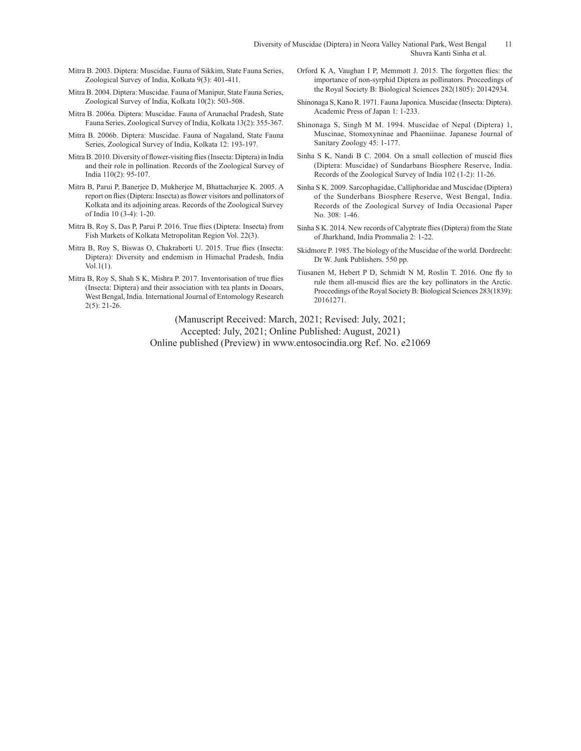Mitra B. 2003. Diptera: Muscidae. Fauna of Sikkim, State Fauna Series, Zoological Survey of India, Kolkata 9(3): 401-411.

Mitra B. 2004. Diptera: Muscidae. Fauna of Manipur, State Fauna Series, Zoological Survey of India, Kolkata 10(2): 503-508.

Mitra B. 2006a. Diptera: Muscidae. Fauna of Arunachal Pradesh, State Fauna Series, Zoological Survey of India, Kolkata 13(2): 355-367.

Mitra B. 2006b. Diptera: Muscidae. Fauna of Nagaland, State Fauna Series, Zoological Survey of India, Kolkata 12: 193-197.

Mitra B. 2010. Diversity of flower-visiting flies (Insecta: Diptera) in India and their role in pollination. Records of the Zoological Survey of India 110(2): 95-107.

Mitra B, Parui P, Banerjee D, Mukherjee M, Bhattacharjee K. 2005. A report on flies (Diptera: Insecta) as flower visitors and pollinators of Kolkata and its adjoining areas. Records of the Zoological Survey of India 10 (3-4): 1-20.

Mitra B, Roy S, Das P, Parui P. 2016. True flies (Diptera: Insecta) from Fish Markets of Kolkata Metropolitan Region Vol. 22(3).

Mitra B, Roy S, Biswas O, Chakraborti U. 2015. True flies (Insecta: Diptera): Diversity and endemism in Himachal Pradesh, India Vol.1(1).

Mitra B, Roy S, Shah S K, Mishra P. 2017. Inventorisation of true flies (Insecta: Diptera) and their association with tea plants in Dooars, West Bengal, India. International Journal of Entomology Research 2(5): 21-26.

Orford K A, Vaughan I P, Memmott J. 2015. The forgotten flies: the importance of non-syrphid Diptera as pollinators. Proceedings of the Royal Society B: Biological Sciences 282(1805): 20142934.

Shinonaga S, Kano R. 1971. Fauna Japonica. Muscidae (Insecta: Diptera). Academic Press of Japan 1: 1-233.

Shinonaga S, Singh M M. 1994. Muscidae of Nepal (Diptera) 1, Muscinae, Stomoxyninae and Phaoniinae. Japanese Journal of Sanitary Zoology 45: 1-177.

Sinha S K, Nandi B C. 2004. On a small collection of muscid flies (Diptera: Muscidae) of Sundarbans Biosphere Reserve, India. Records of the Zoological Survey of India 102 (1-2): 11-26.

Sinha S K. 2009. Sarcophagidae, Calliphoridae and Muscidae (Diptera) of the Sunderbans Biosphere Reserve, West Bengal, India. Records of the Zoological Survey of India Occasional Paper No. 308: 1-46.

Sinha S K. 2014. New records of Calyptrate flies (Diptera) from the State of Jharkhand, India Prommalia 2: 1-22.

Skidmore P. 1985. The biology of the Muscidae of the world. Dordrecht: Dr W. Junk Publishers. 550 pp.

Tiusanen M, Hebert P D, Schmidt N M, Roslin T. 2016. One fly to rule them all-muscid flies are the key pollinators in the Arctic. Proceedings of the Royal Society B: Biological Sciences 283(1839): 20161271.

(Manuscript Received: March, 2021; Revised: July, 2021; Accepted: July, 2021; Online Published: August, 2021)
Online published (Preview) in www.entosocindia.org Ref. No. e21069